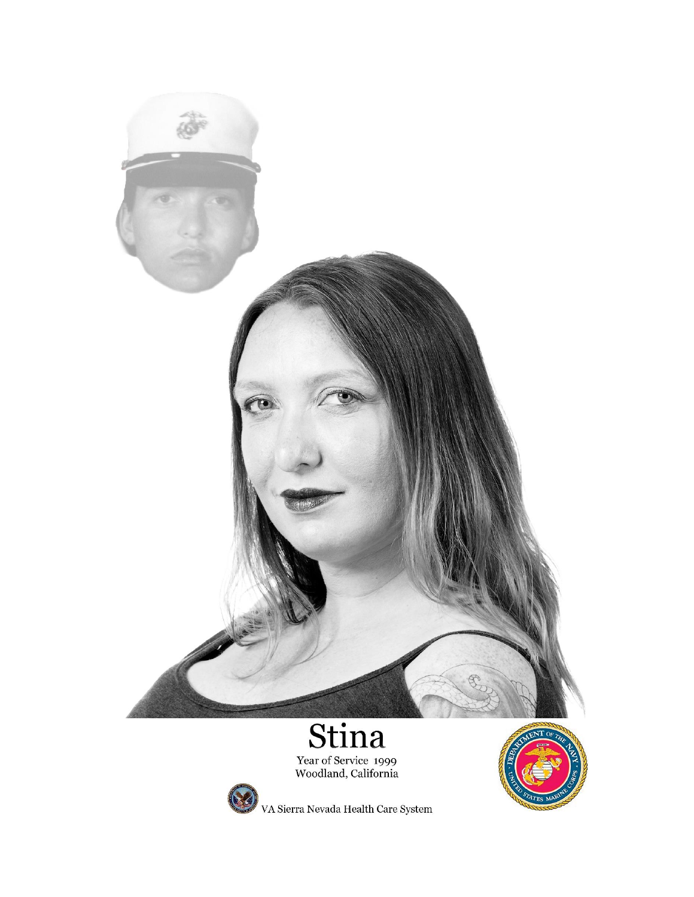# Stina

Year of Service 1999
Woodland, California

VA Sierra Nevada Health Care System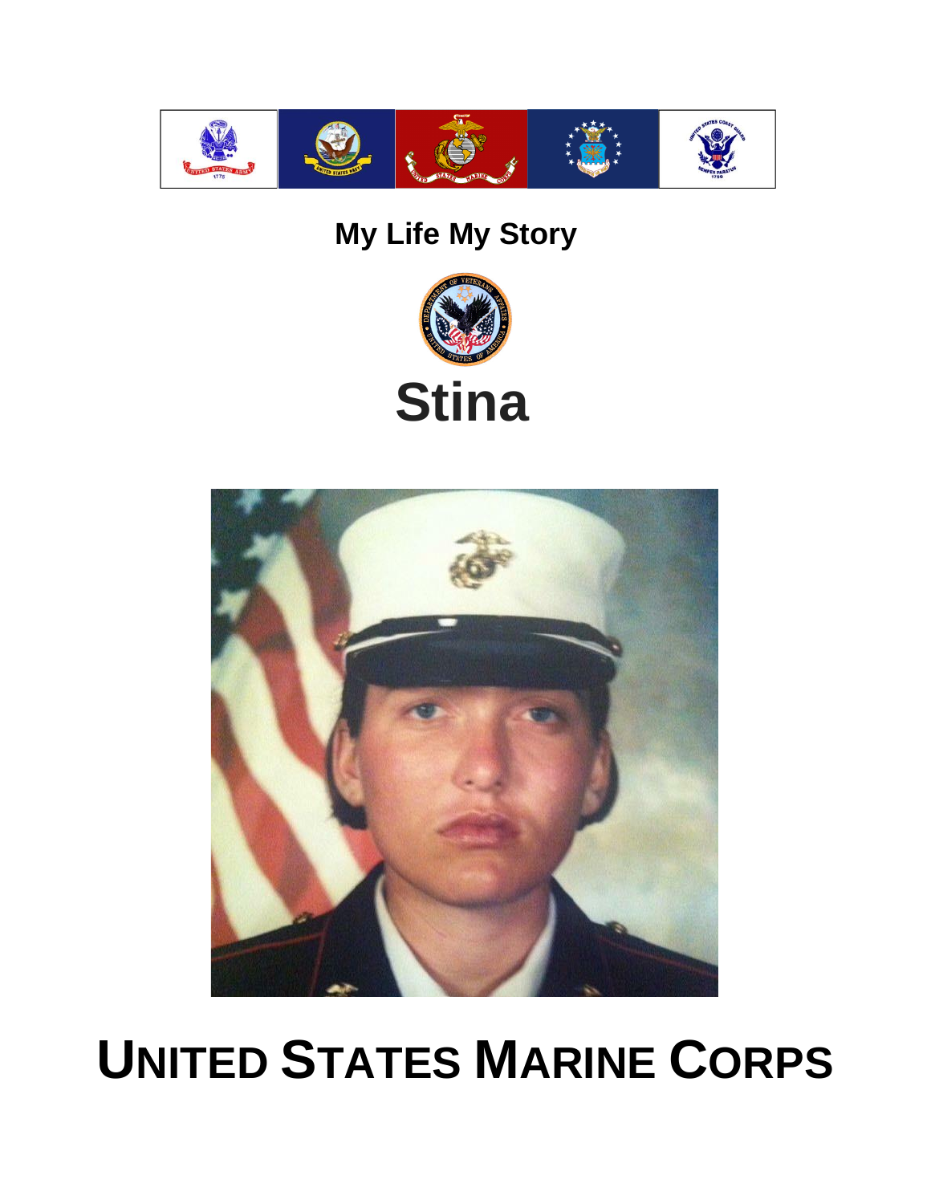## My Life My Story

# Stina

# UNITED STATES MARINE CORPS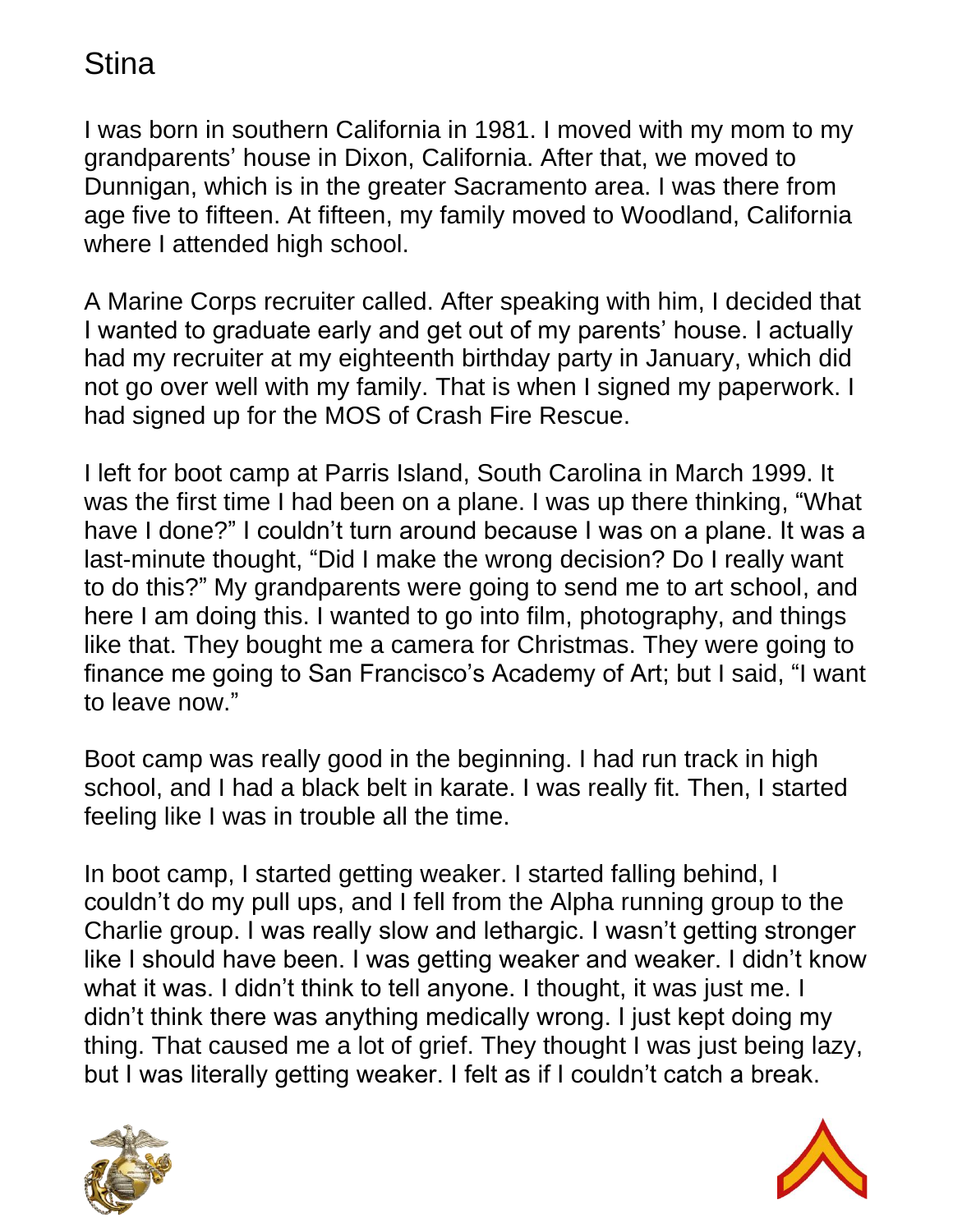# Stina

I was born in southern California in 1981. I moved with my mom to my grandparents' house in Dixon, California. After that, we moved to Dunnigan, which is in the greater Sacramento area. I was there from age five to fifteen. At fifteen, my family moved to Woodland, California where I attended high school.

A Marine Corps recruiter called. After speaking with him, I decided that I wanted to graduate early and get out of my parents' house. I actually had my recruiter at my eighteenth birthday party in January, which did not go over well with my family. That is when I signed my paperwork. I had signed up for the MOS of Crash Fire Rescue.

I left for boot camp at Parris Island, South Carolina in March 1999. It was the first time I had been on a plane. I was up there thinking, "What have I done?" I couldn't turn around because I was on a plane. It was a last-minute thought, "Did I make the wrong decision? Do I really want to do this?" My grandparents were going to send me to art school, and here I am doing this. I wanted to go into film, photography, and things like that. They bought me a camera for Christmas. They were going to finance me going to San Francisco's Academy of Art; but I said, "I want to leave now."

Boot camp was really good in the beginning. I had run track in high school, and I had a black belt in karate. I was really fit. Then, I started feeling like I was in trouble all the time.

In boot camp, I started getting weaker. I started falling behind, I couldn't do my pull ups, and I fell from the Alpha running group to the Charlie group. I was really slow and lethargic. I wasn't getting stronger like I should have been. I was getting weaker and weaker. I didn't know what it was. I didn't think to tell anyone. I thought, it was just me. I didn't think there was anything medically wrong. I just kept doing my thing. That caused me a lot of grief. They thought I was just being lazy, but I was literally getting weaker. I felt as if I couldn't catch a break.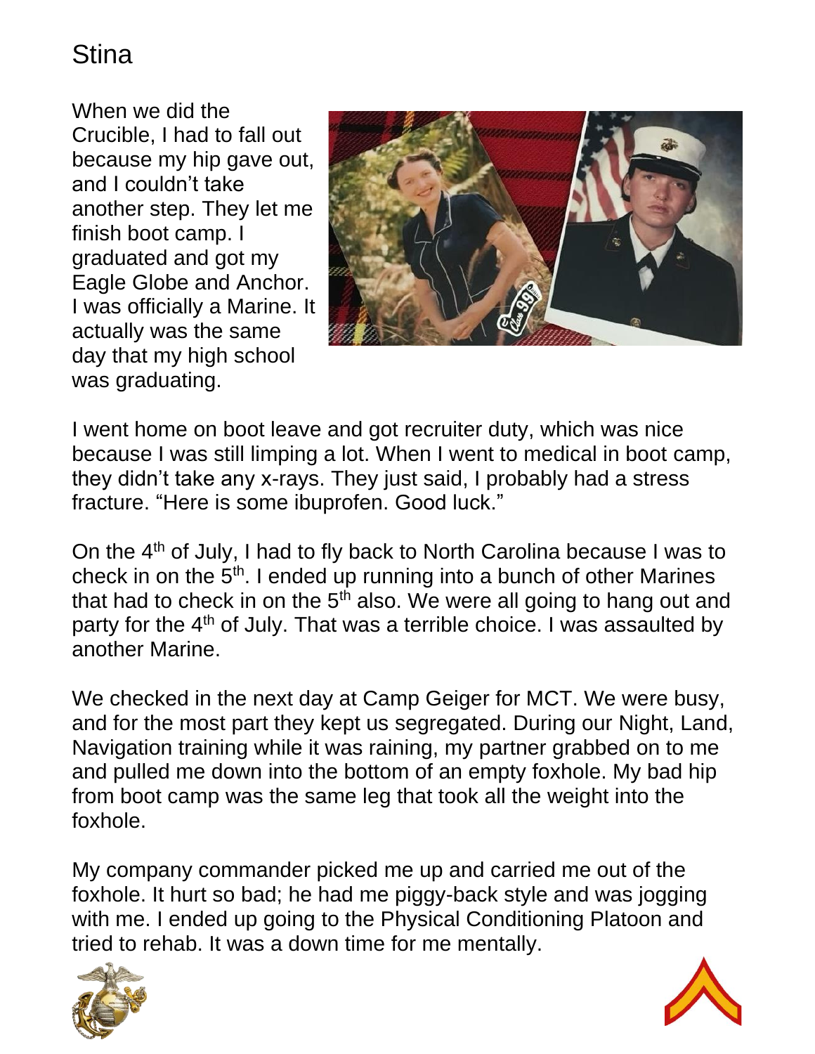# Stina

When we did the Crucible, I had to fall out because my hip gave out, and I couldn't take another step. They let me finish boot camp. I graduated and got my Eagle Globe and Anchor. I was officially a Marine. It actually was the same day that my high school was graduating.

I went home on boot leave and got recruiter duty, which was nice because I was still limping a lot. When I went to medical in boot camp, they didn't take any x-rays. They just said, I probably had a stress fracture. "Here is some ibuprofen. Good luck."

On the 4th of July, I had to fly back to North Carolina because I was to check in on the 5th. I ended up running into a bunch of other Marines that had to check in on the 5th also. We were all going to hang out and party for the 4th of July. That was a terrible choice. I was assaulted by another Marine.

We checked in the next day at Camp Geiger for MCT. We were busy, and for the most part they kept us segregated. During our Night, Land, Navigation training while it was raining, my partner grabbed on to me and pulled me down into the bottom of an empty foxhole. My bad hip from boot camp was the same leg that took all the weight into the foxhole.

My company commander picked me up and carried me out of the foxhole. It hurt so bad; he had me piggy-back style and was jogging with me. I ended up going to the Physical Conditioning Platoon and tried to rehab. It was a down time for me mentally.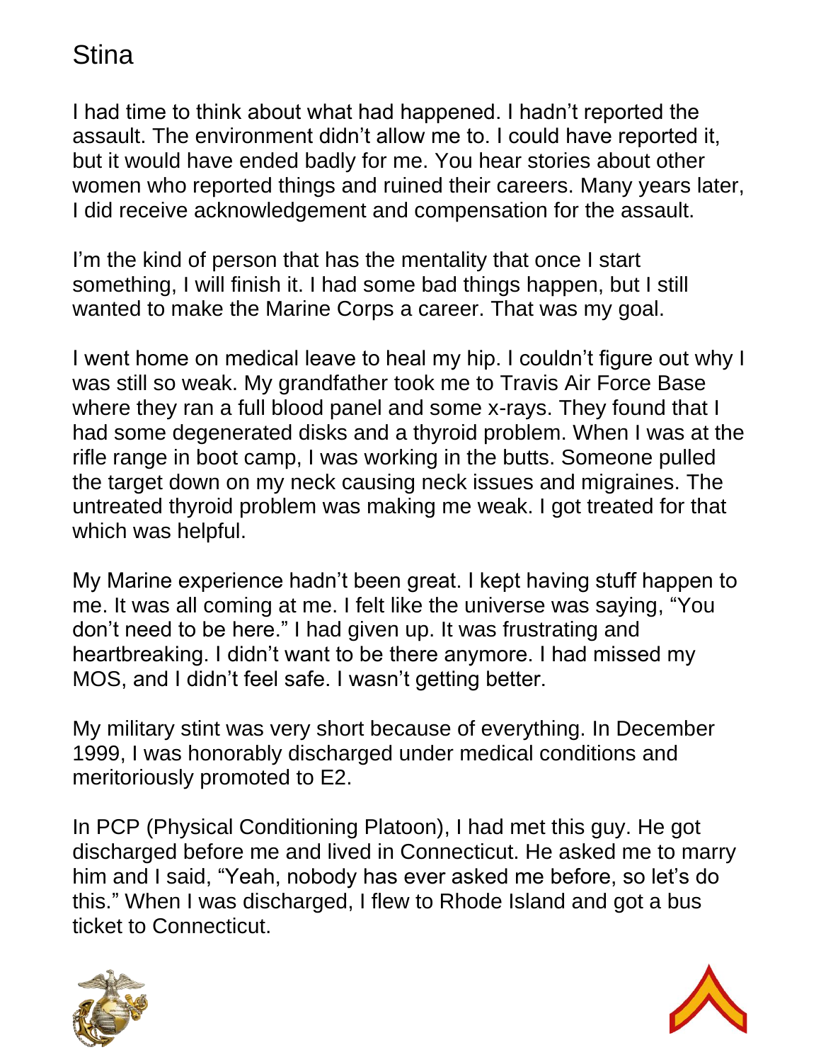# Stina

I had time to think about what had happened. I hadn't reported the assault. The environment didn't allow me to. I could have reported it, but it would have ended badly for me. You hear stories about other women who reported things and ruined their careers. Many years later, I did receive acknowledgement and compensation for the assault.

I'm the kind of person that has the mentality that once I start something, I will finish it. I had some bad things happen, but I still wanted to make the Marine Corps a career. That was my goal.

I went home on medical leave to heal my hip. I couldn't figure out why I was still so weak. My grandfather took me to Travis Air Force Base where they ran a full blood panel and some x-rays. They found that I had some degenerated disks and a thyroid problem. When I was at the rifle range in boot camp, I was working in the butts. Someone pulled the target down on my neck causing neck issues and migraines. The untreated thyroid problem was making me weak. I got treated for that which was helpful.

My Marine experience hadn't been great. I kept having stuff happen to me. It was all coming at me. I felt like the universe was saying, "You don't need to be here." I had given up. It was frustrating and heartbreaking. I didn't want to be there anymore. I had missed my MOS, and I didn't feel safe. I wasn't getting better.

My military stint was very short because of everything. In December 1999, I was honorably discharged under medical conditions and meritoriously promoted to E2.

In PCP (Physical Conditioning Platoon), I had met this guy. He got discharged before me and lived in Connecticut. He asked me to marry him and I said, "Yeah, nobody has ever asked me before, so let's do this." When I was discharged, I flew to Rhode Island and got a bus ticket to Connecticut.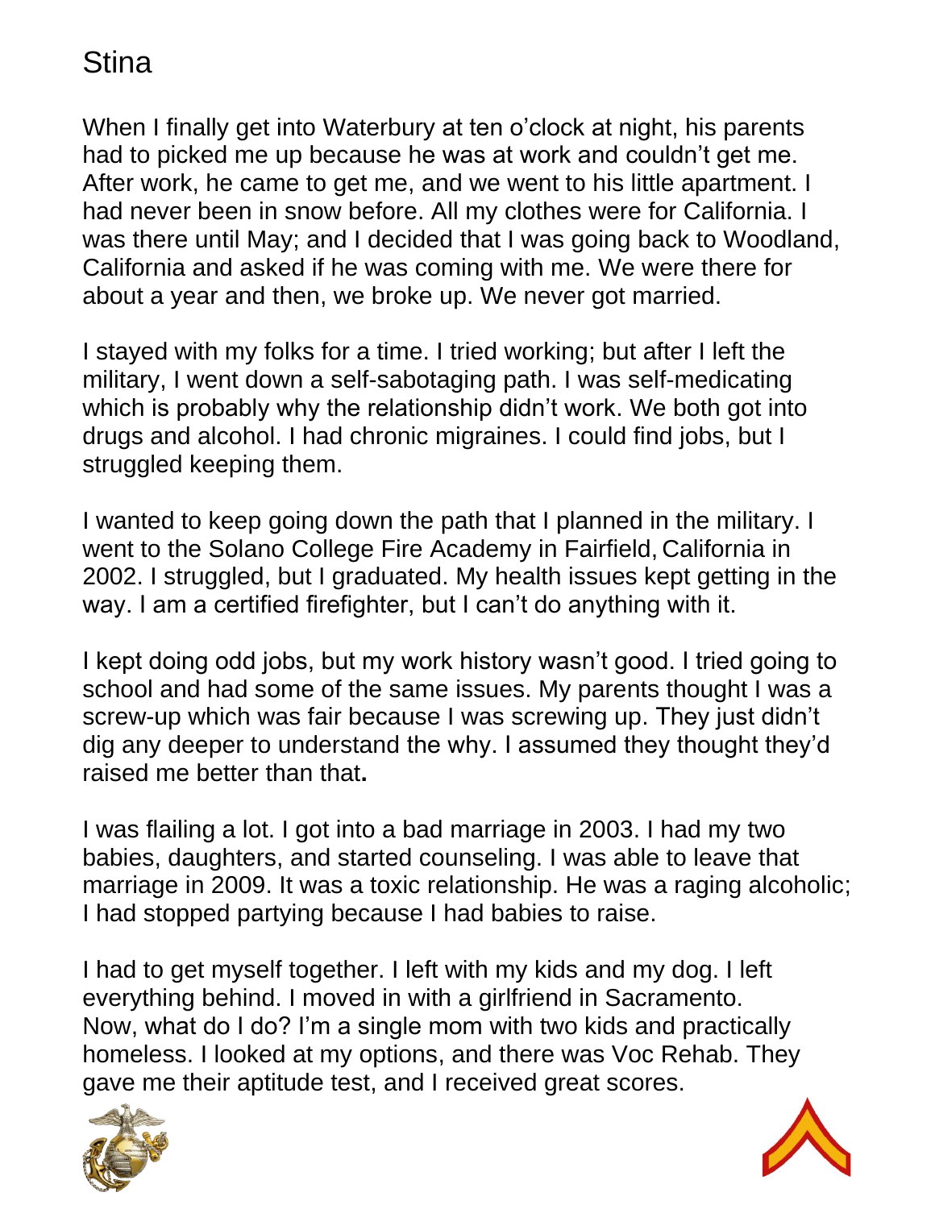# Stina

When I finally get into Waterbury at ten o'clock at night, his parents had to picked me up because he was at work and couldn't get me. After work, he came to get me, and we went to his little apartment. I had never been in snow before. All my clothes were for California. I was there until May; and I decided that I was going back to Woodland, California and asked if he was coming with me. We were there for about a year and then, we broke up. We never got married.

I stayed with my folks for a time. I tried working; but after I left the military, I went down a self-sabotaging path. I was self-medicating which is probably why the relationship didn't work. We both got into drugs and alcohol. I had chronic migraines. I could find jobs, but I struggled keeping them.

I wanted to keep going down the path that I planned in the military. I went to the Solano College Fire Academy in Fairfield, California in 2002. I struggled, but I graduated. My health issues kept getting in the way. I am a certified firefighter, but I can't do anything with it.

I kept doing odd jobs, but my work history wasn't good. I tried going to school and had some of the same issues. My parents thought I was a screw-up which was fair because I was screwing up. They just didn't dig any deeper to understand the why. I assumed they thought they'd raised me better than that.

I was flailing a lot. I got into a bad marriage in 2003. I had my two babies, daughters, and started counseling. I was able to leave that marriage in 2009. It was a toxic relationship. He was a raging alcoholic; I had stopped partying because I had babies to raise.

I had to get myself together. I left with my kids and my dog. I left everything behind. I moved in with a girlfriend in Sacramento. Now, what do I do? I'm a single mom with two kids and practically homeless. I looked at my options, and there was Voc Rehab. They gave me their aptitude test, and I received great scores.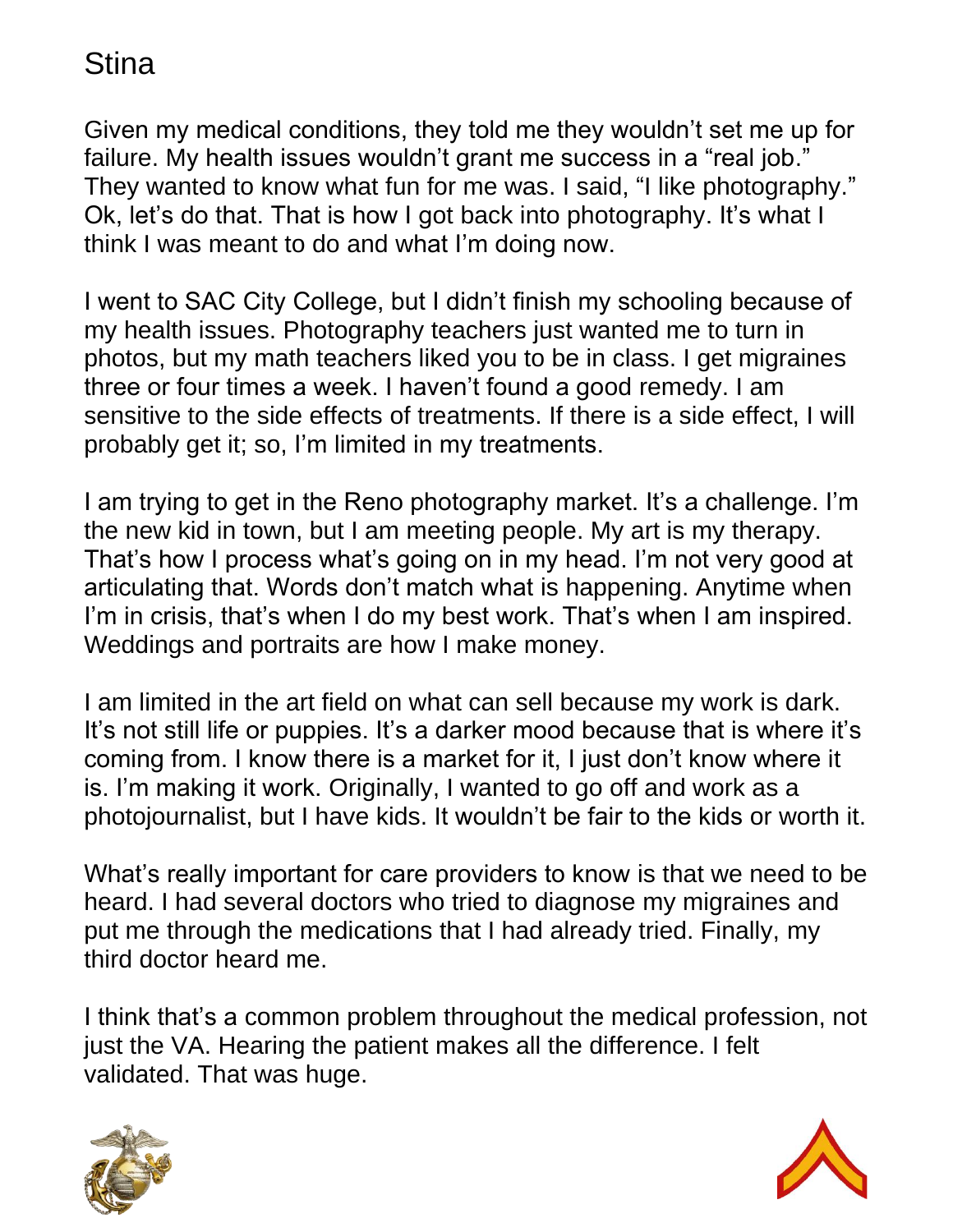# Stina

Given my medical conditions, they told me they wouldn't set me up for failure. My health issues wouldn't grant me success in a "real job." They wanted to know what fun for me was. I said, "I like photography." Ok, let's do that. That is how I got back into photography. It's what I think I was meant to do and what I'm doing now.

I went to SAC City College, but I didn't finish my schooling because of my health issues. Photography teachers just wanted me to turn in photos, but my math teachers liked you to be in class. I get migraines three or four times a week. I haven't found a good remedy. I am sensitive to the side effects of treatments. If there is a side effect, I will probably get it; so, I'm limited in my treatments.

I am trying to get in the Reno photography market. It's a challenge. I'm the new kid in town, but I am meeting people. My art is my therapy. That's how I process what's going on in my head. I'm not very good at articulating that. Words don't match what is happening. Anytime when I'm in crisis, that's when I do my best work. That's when I am inspired. Weddings and portraits are how I make money.

I am limited in the art field on what can sell because my work is dark. It's not still life or puppies. It's a darker mood because that is where it's coming from. I know there is a market for it, I just don't know where it is. I'm making it work. Originally, I wanted to go off and work as a photojournalist, but I have kids. It wouldn't be fair to the kids or worth it.

What's really important for care providers to know is that we need to be heard. I had several doctors who tried to diagnose my migraines and put me through the medications that I had already tried. Finally, my third doctor heard me.

I think that's a common problem throughout the medical profession, not just the VA. Hearing the patient makes all the difference. I felt validated. That was huge.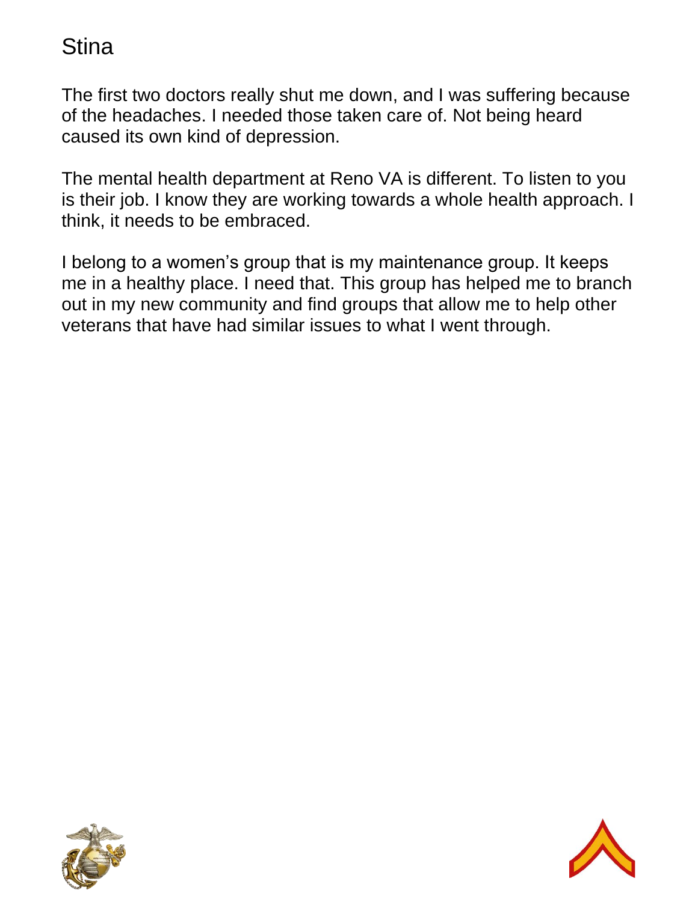# Stina

The first two doctors really shut me down, and I was suffering because of the headaches. I needed those taken care of. Not being heard caused its own kind of depression.

The mental health department at Reno VA is different. To listen to you is their job. I know they are working towards a whole health approach. I think, it needs to be embraced.

I belong to a women's group that is my maintenance group. It keeps me in a healthy place. I need that. This group has helped me to branch out in my new community and find groups that allow me to help other veterans that have had similar issues to what I went through.